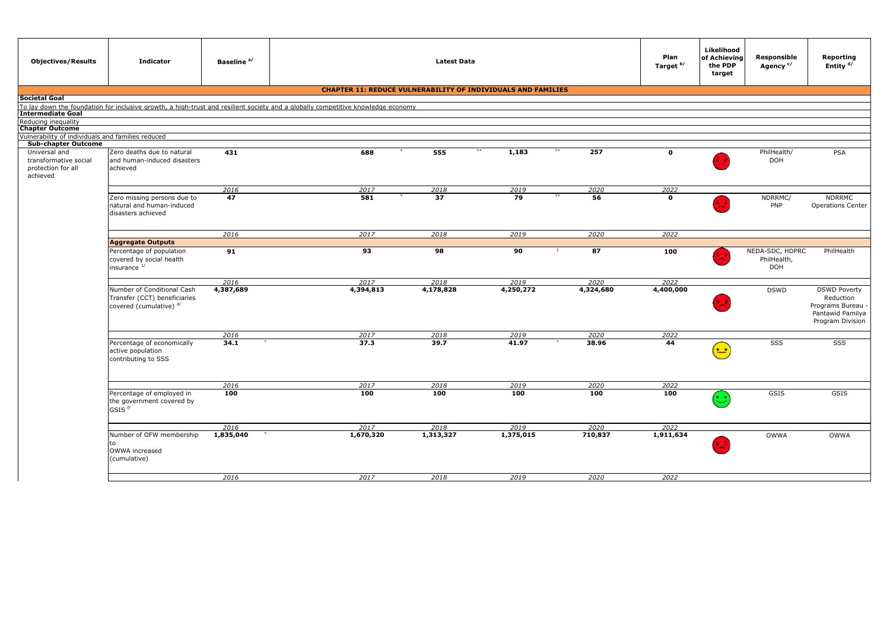| Objectives/Results | Indicator | Baseline [a/] | Latest Data | | | | Plan Target [b/] | Likelihood of Achieving the PDP target | Responsible Agency [c/] | Reporting Entity [d/] |
|---|---|---|---|---|---|---|---|---|---|---|
| **CHAPTER 11: REDUCE VULNERABILITY OF INDIVIDUALS AND FAMILIES** | | | | | | | | | | |
| **Societal Goal** | | | | | | | | | | |
| To lay down the foundation for inclusive growth, a high-trust and resilient society and a globally competitive knowledge economy | | | | | | | | | | |
| **Intermediate Goal** | | | | | | | | | | |
| Reducing inequality | | | | | | | | | | |
| **Chapter Outcome** | | | | | | | | | | |
| Vulnerability of individuals and families reduced | | | | | | | | | | |
| **Sub-chapter Outcome** | | | | | | | | | | |
| Universal and transformative social protection for all achieved | Zero deaths due to natural and human-induced disasters achieved | **431** | **688** * | **555** ** | **1,183** ** | **257** | **0** | Red | PhilHealth/ DOH | PSA |
| | | *2016* | *2017* | *2018* | *2019* | *2020* | *2022* | | | |
| | Zero missing persons due to natural and human-induced disasters achieved | **47** | **581** * | **37** | **79** ** | **56** | **0** | Red | NDRRMC/ PNP | NDRRMC Operations Center |
| | | *2016* | *2017* | *2018* | *2019* | *2020* | *2022* | | | |
| | **Aggregate Outputs** | | | | | | | | | |
| | Percentage of population covered by social health insurance [1/] | **91** | **93** | **98** | **90** [1] | **87** | **100** | Red | NEDA-SDC, HDPRC PhilHealth, DOH | PhilHealth |
| | | *2016* | *2017* | *2018* | *2019* | *2020* | *2022* | | | |
| | Number of Conditional Cash Transfer (CCT) beneficiaries covered (cumulative) [e/] | **4,387,689** | **4,394,813** | **4,178,828** | **4,250,272** | **4,324,680** | **4,400,000** | Red | DSWD | DSWD Poverty Reduction Programs Bureau - Pantawid Pamilya Program Division |
| | | *2016* | *2017* | *2018* | *2019* | *2020* | *2022* | | | |
| | Percentage of economically active population contributing to SSS | **34.1** * | **37.3** | **39.7** | **41.97** * | **38.96** | **44** | Yellow | SSS | SSS |
| | | *2016* | *2017* | *2018* | *2019* | *2020* | *2022* | | | |
| | Percentage of employed in the government covered by GSIS [f/] | **100** | **100** | **100** | **100** | **100** | **100** | Green | GSIS | GSIS |
| | | *2016* | *2017* | *2018* | *2019* | *2020* | *2022* | | | |
| | Number of OFW membership to OWWA increased (cumulative) | **1,835,040** * | **1,670,320** | **1,313,327** | **1,375,015** | **710,837** | **1,911,634** | Red | OWWA | OWWA |
| | | *2016* | *2017* | *2018* | *2019* | *2020* | *2022* | | | |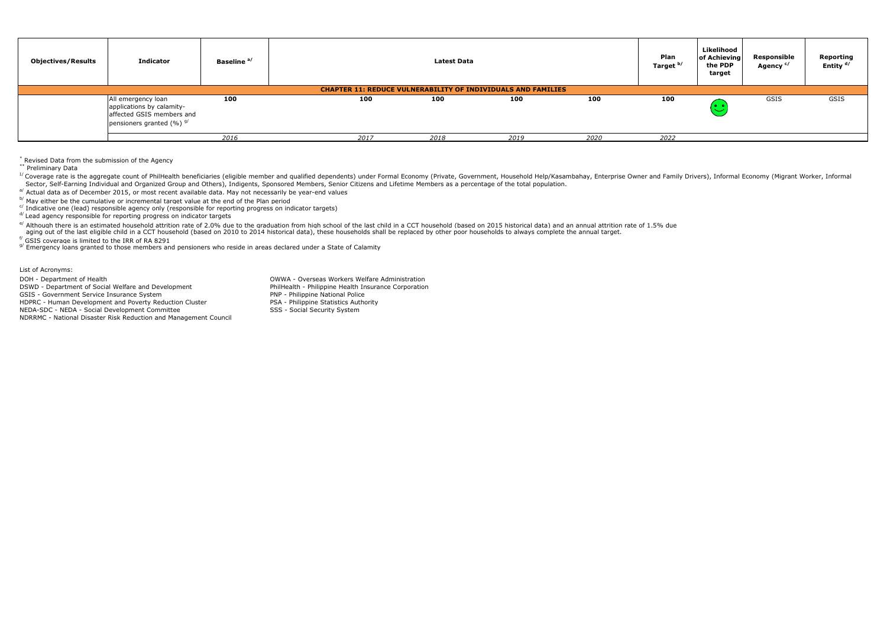| Objectives/Results | Indicator | Baseline [a/] | Latest Data | | | | Plan Target [b/] | Likelihood of Achieving the PDP target | Responsible Agency [c/] | Reporting Entity [d/] |
|---|---|---|---|---|---|---|---|---|---|---|
| **CHAPTER 11: REDUCE VULNERABILITY OF INDIVIDUALS AND FAMILIES** | | | | | | | | | | |
| | All emergency loan applications by calamity-affected GSIS members and pensioners granted (%) [g/] | **100** | **100** | **100** | **100** | **100** | **100** | 🙂 | GSIS | GSIS |
| | | *2016* | *2017* | *2018* | *2019* | *2020* | *2022* | | | |

[*] Revised Data from the submission of the Agency

[**] Preliminary Data

[1/] Coverage rate is the aggregate count of PhilHealth beneficiaries (eligible member and qualified dependents) under Formal Economy (Private, Government, Household Help/Kasambahay, Enterprise Owner and Family Drivers), Informal Economy (Migrant Worker, Informal Sector, Self-Earning Individual and Organized Group and Others), Indigents, Sponsored Members, Senior Citizens and Lifetime Members as a percentage of the total population.

[a/] Actual data as of December 2015, or most recent available data. May not necessarily be year-end values

[b/] May either be the cumulative or incremental target value at the end of the Plan period

[c/] Indicative one (lead) responsible agency only (responsible for reporting progress on indicator targets)

[d/] Lead agency responsible for reporting progress on indicator targets

[e/] Although there is an estimated household attrition rate of 2.0% due to the graduation from high school of the last child in a CCT household (based on 2015 historical data) and an annual attrition rate of 1.5% due aging out of the last eligible child in a CCT household (based on 2010 to 2014 historical data), these households shall be replaced by other poor households to always complete the annual target.

[f/] GSIS coverage is limited to the IRR of RA 8291

[g/] Emergency loans granted to those members and pensioners who reside in areas declared under a State of Calamity

List of Acronyms:

DOH - Department of Health
DSWD - Department of Social Welfare and Development
GSIS - Government Service Insurance System
HDPRC - Human Development and Poverty Reduction Cluster
NEDA-SDC - NEDA - Social Development Committee
NDRRMC - National Disaster Risk Reduction and Management Council
OWWA - Overseas Workers Welfare Administration
PhilHealth - Philippine Health Insurance Corporation
PNP - Philippine National Police
PSA - Philippine Statistics Authority
SSS - Social Security System